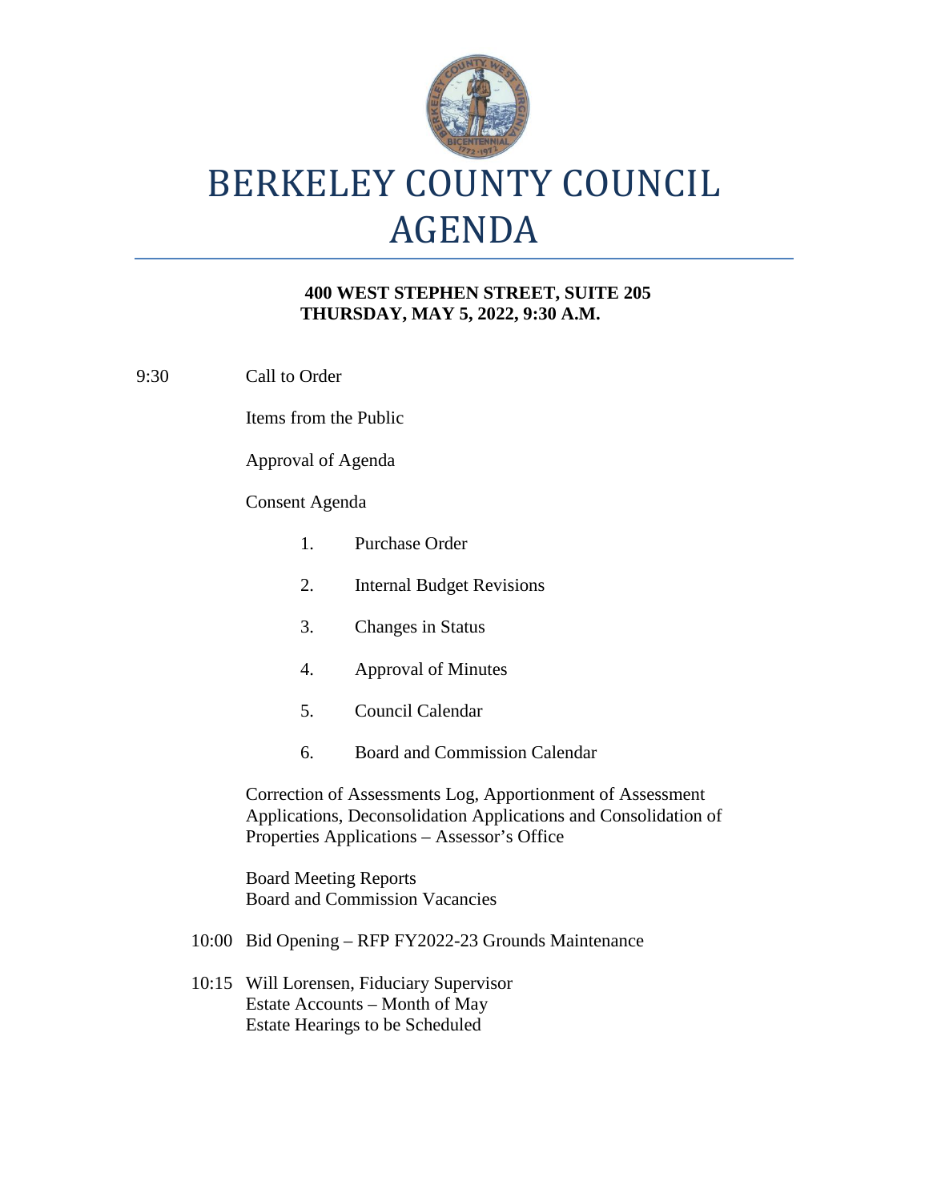# BERKELEY COUNTY COUNCIL AGENDA

**400 WEST STEPHEN STREET, SUITE 205**
**THURSDAY, MAY 5, 2022, 9:30 A.M.**

9:30 Call to Order

Items from the Public

Approval of Agenda

Consent Agenda

1. Purchase Order
2. Internal Budget Revisions
3. Changes in Status
4. Approval of Minutes
5. Council Calendar
6. Board and Commission Calendar

Correction of Assessments Log, Apportionment of Assessment Applications, Deconsolidation Applications and Consolidation of Properties Applications – Assessor's Office

Board Meeting Reports
Board and Commission Vacancies

10:00 Bid Opening – RFP FY2022-23 Grounds Maintenance

10:15 Will Lorensen, Fiduciary Supervisor
Estate Accounts – Month of May
Estate Hearings to be Scheduled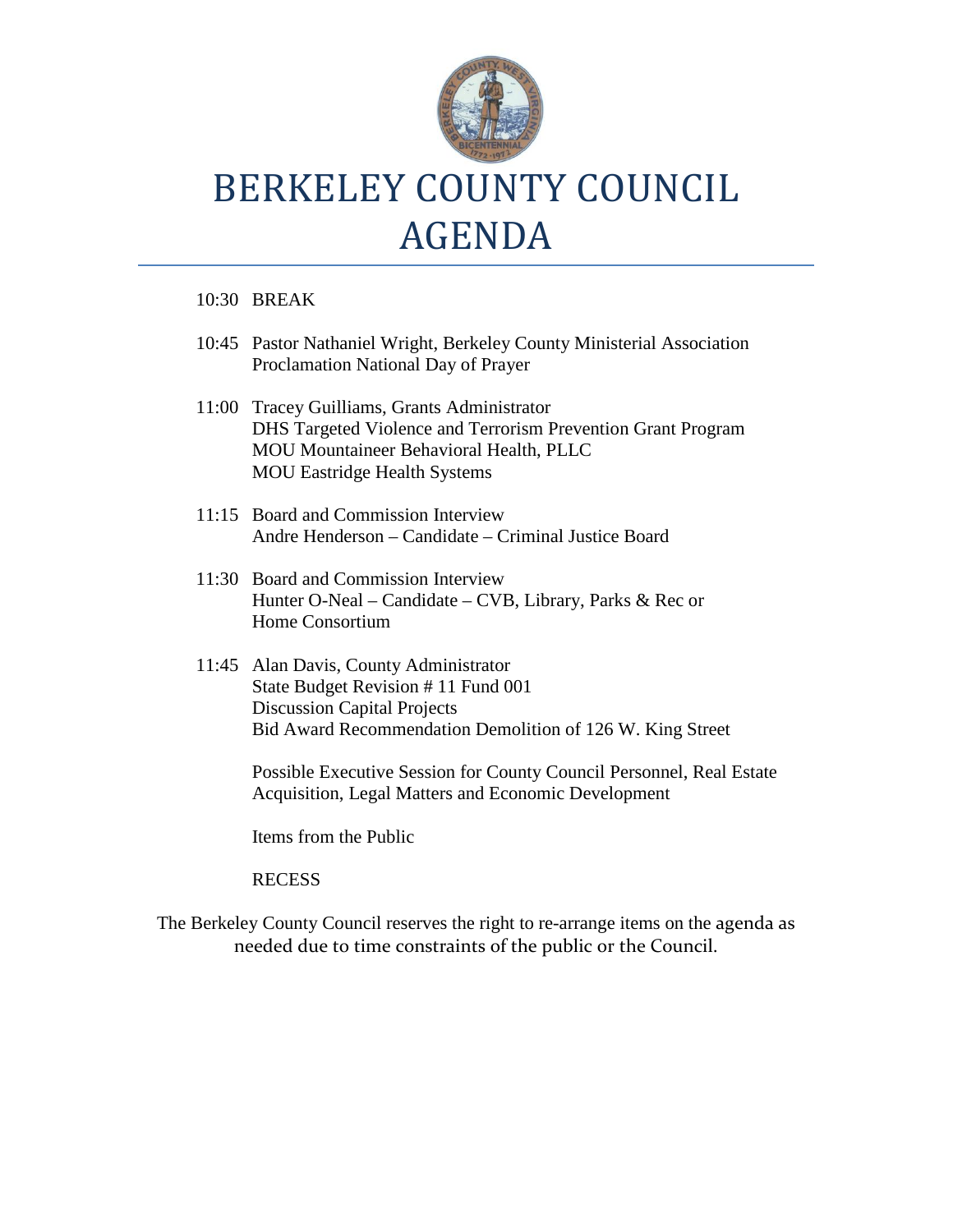# BERKELEY COUNTY COUNCIL AGENDA

10:30 BREAK

10:45 Pastor Nathaniel Wright, Berkeley County Ministerial Association
Proclamation National Day of Prayer

11:00 Tracey Guilliams, Grants Administrator
DHS Targeted Violence and Terrorism Prevention Grant Program
MOU Mountaineer Behavioral Health, PLLC
MOU Eastridge Health Systems

11:15 Board and Commission Interview
Andre Henderson – Candidate – Criminal Justice Board

11:30 Board and Commission Interview
Hunter O-Neal – Candidate – CVB, Library, Parks & Rec or Home Consortium

11:45 Alan Davis, County Administrator
State Budget Revision # 11 Fund 001
Discussion Capital Projects
Bid Award Recommendation Demolition of 126 W. King Street

Possible Executive Session for County Council Personnel, Real Estate Acquisition, Legal Matters and Economic Development

Items from the Public

RECESS

The Berkeley County Council reserves the right to re-arrange items on the agenda as needed due to time constraints of the public or the Council.